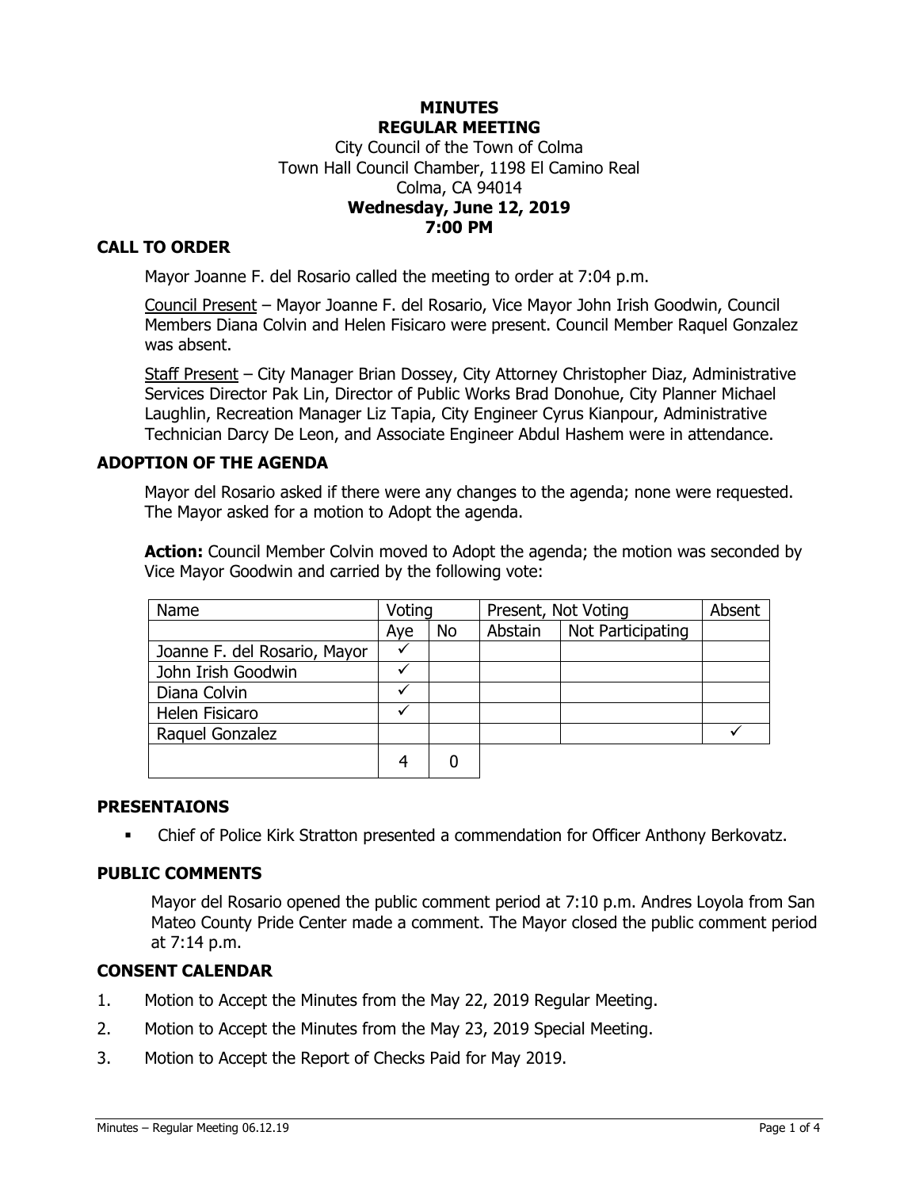# MINUTES
## REGULAR MEETING

City Council of the Town of Colma
Town Hall Council Chamber, 1198 El Camino Real
Colma, CA 94014
**Wednesday, June 12, 2019**
**7:00 PM**

## CALL TO ORDER

Mayor Joanne F. del Rosario called the meeting to order at 7:04 p.m.

Council Present – Mayor Joanne F. del Rosario, Vice Mayor John Irish Goodwin, Council Members Diana Colvin and Helen Fisicaro were present. Council Member Raquel Gonzalez was absent.

Staff Present – City Manager Brian Dossey, City Attorney Christopher Diaz, Administrative Services Director Pak Lin, Director of Public Works Brad Donohue, City Planner Michael Laughlin, Recreation Manager Liz Tapia, City Engineer Cyrus Kianpour, Administrative Technician Darcy De Leon, and Associate Engineer Abdul Hashem were in attendance.

## ADOPTION OF THE AGENDA

Mayor del Rosario asked if there were any changes to the agenda; none were requested. The Mayor asked for a motion to Adopt the agenda.

**Action:** Council Member Colvin moved to Adopt the agenda; the motion was seconded by Vice Mayor Goodwin and carried by the following vote:

| Name | Voting | | Present, Not Voting | | Absent |
|---|---|---|---|---|---|
| | Aye | No | Abstain | Not Participating | |
| Joanne F. del Rosario, Mayor | ✓ | | | | |
| John Irish Goodwin | ✓ | | | | |
| Diana Colvin | ✓ | | | | |
| Helen Fisicaro | ✓ | | | | |
| Raquel Gonzalez | | | | | ✓ |
| | 4 | 0 | | | |

## PRESENTAIONS

- Chief of Police Kirk Stratton presented a commendation for Officer Anthony Berkovatz.

## PUBLIC COMMENTS

Mayor del Rosario opened the public comment period at 7:10 p.m. Andres Loyola from San Mateo County Pride Center made a comment. The Mayor closed the public comment period at 7:14 p.m.

## CONSENT CALENDAR

1. Motion to Accept the Minutes from the May 22, 2019 Regular Meeting.
2. Motion to Accept the Minutes from the May 23, 2019 Special Meeting.
3. Motion to Accept the Report of Checks Paid for May 2019.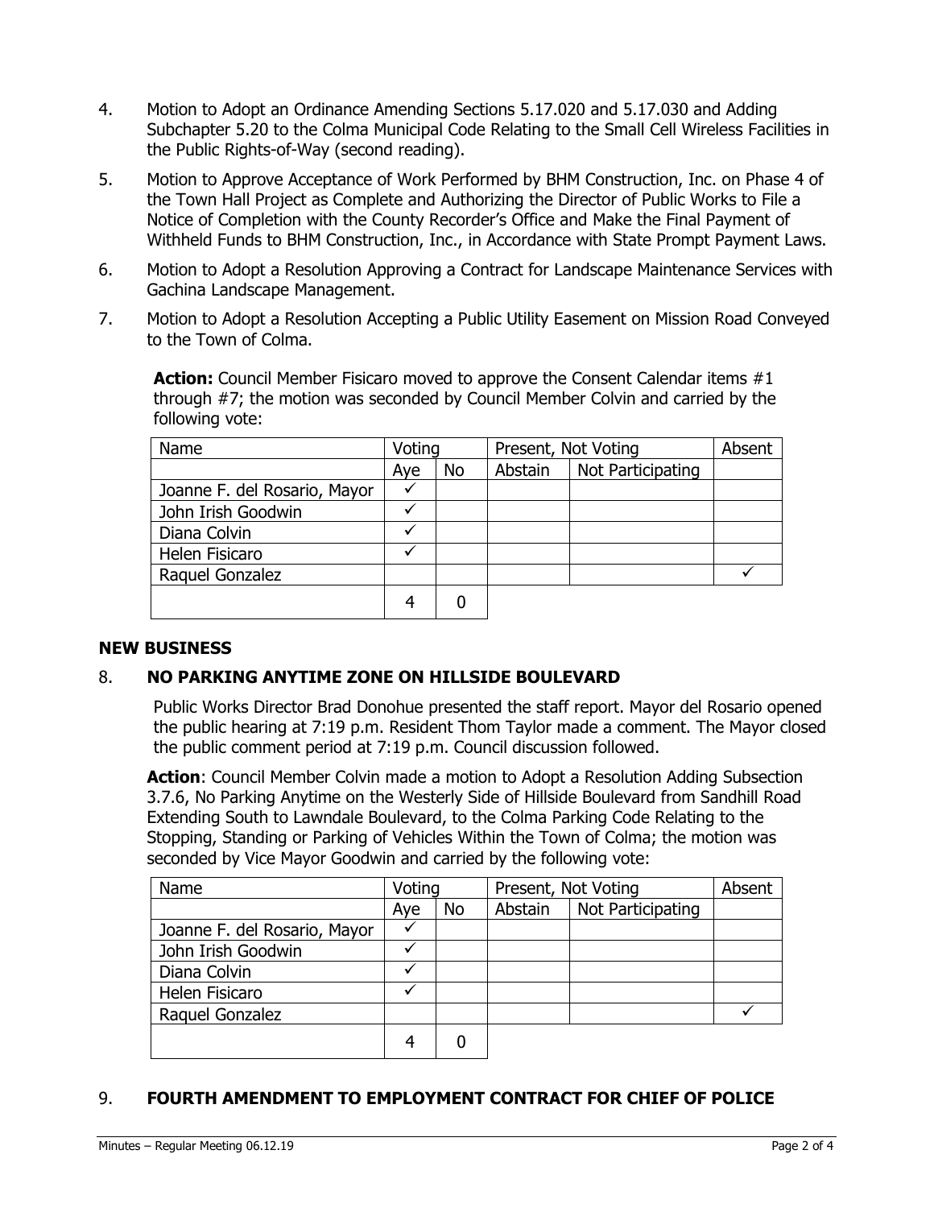4. Motion to Adopt an Ordinance Amending Sections 5.17.020 and 5.17.030 and Adding Subchapter 5.20 to the Colma Municipal Code Relating to the Small Cell Wireless Facilities in the Public Rights-of-Way (second reading).

5. Motion to Approve Acceptance of Work Performed by BHM Construction, Inc. on Phase 4 of the Town Hall Project as Complete and Authorizing the Director of Public Works to File a Notice of Completion with the County Recorder's Office and Make the Final Payment of Withheld Funds to BHM Construction, Inc., in Accordance with State Prompt Payment Laws.

6. Motion to Adopt a Resolution Approving a Contract for Landscape Maintenance Services with Gachina Landscape Management.

7. Motion to Adopt a Resolution Accepting a Public Utility Easement on Mission Road Conveyed to the Town of Colma.

**Action:** Council Member Fisicaro moved to approve the Consent Calendar items #1 through #7; the motion was seconded by Council Member Colvin and carried by the following vote:

| Name | Voting | | Present, Not Voting | | Absent |
|---|---|---|---|---|---|
| | Aye | No | Abstain | Not Participating | |
| Joanne F. del Rosario, Mayor | ✓ | | | | |
| John Irish Goodwin | ✓ | | | | |
| Diana Colvin | ✓ | | | | |
| Helen Fisicaro | ✓ | | | | |
| Raquel Gonzalez | | | | | ✓ |
| | 4 | 0 | | | |

## NEW BUSINESS

### 8. NO PARKING ANYTIME ZONE ON HILLSIDE BOULEVARD

Public Works Director Brad Donohue presented the staff report. Mayor del Rosario opened the public hearing at 7:19 p.m. Resident Thom Taylor made a comment. The Mayor closed the public comment period at 7:19 p.m. Council discussion followed.

**Action**: Council Member Colvin made a motion to Adopt a Resolution Adding Subsection 3.7.6, No Parking Anytime on the Westerly Side of Hillside Boulevard from Sandhill Road Extending South to Lawndale Boulevard, to the Colma Parking Code Relating to the Stopping, Standing or Parking of Vehicles Within the Town of Colma; the motion was seconded by Vice Mayor Goodwin and carried by the following vote:

| Name | Voting | | Present, Not Voting | | Absent |
|---|---|---|---|---|---|
| | Aye | No | Abstain | Not Participating | |
| Joanne F. del Rosario, Mayor | ✓ | | | | |
| John Irish Goodwin | ✓ | | | | |
| Diana Colvin | ✓ | | | | |
| Helen Fisicaro | ✓ | | | | |
| Raquel Gonzalez | | | | | ✓ |
| | 4 | 0 | | | |

### 9. FOURTH AMENDMENT TO EMPLOYMENT CONTRACT FOR CHIEF OF POLICE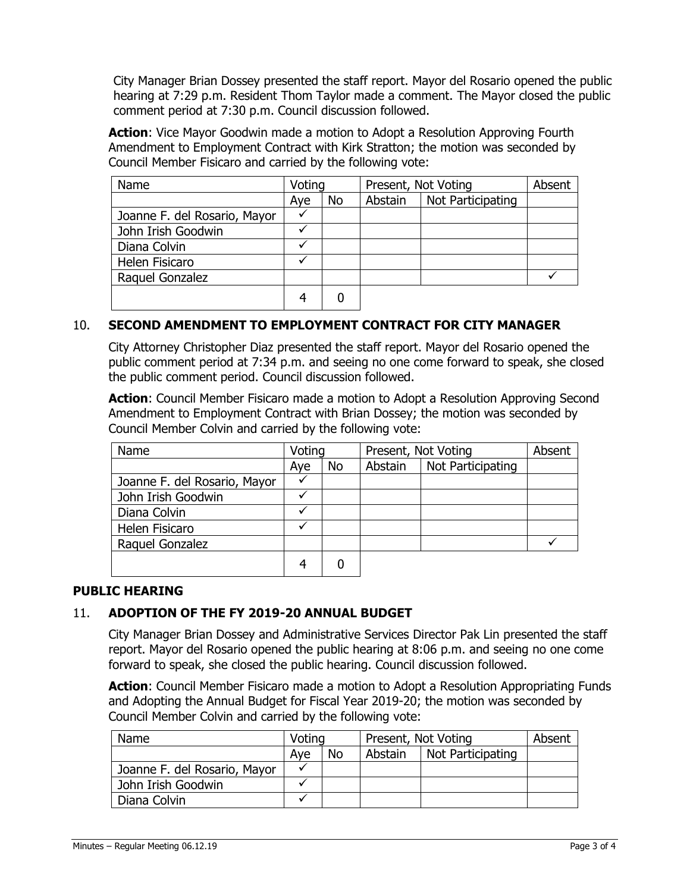City Manager Brian Dossey presented the staff report. Mayor del Rosario opened the public hearing at 7:29 p.m. Resident Thom Taylor made a comment. The Mayor closed the public comment period at 7:30 p.m. Council discussion followed.

**Action**: Vice Mayor Goodwin made a motion to Adopt a Resolution Approving Fourth Amendment to Employment Contract with Kirk Stratton; the motion was seconded by Council Member Fisicaro and carried by the following vote:

| Name | Voting | | Present, Not Voting | | Absent |
|---|---|---|---|---|---|
| | Aye | No | Abstain | Not Participating | |
| Joanne F. del Rosario, Mayor | ✓ | | | | |
| John Irish Goodwin | ✓ | | | | |
| Diana Colvin | ✓ | | | | |
| Helen Fisicaro | ✓ | | | | |
| Raquel Gonzalez | | | | | ✓ |
| | 4 | 0 | | | |

## 10. SECOND AMENDMENT TO EMPLOYMENT CONTRACT FOR CITY MANAGER

City Attorney Christopher Diaz presented the staff report. Mayor del Rosario opened the public comment period at 7:34 p.m. and seeing no one come forward to speak, she closed the public comment period. Council discussion followed.

**Action**: Council Member Fisicaro made a motion to Adopt a Resolution Approving Second Amendment to Employment Contract with Brian Dossey; the motion was seconded by Council Member Colvin and carried by the following vote:

| Name | Voting | | Present, Not Voting | | Absent |
|---|---|---|---|---|---|
| | Aye | No | Abstain | Not Participating | |
| Joanne F. del Rosario, Mayor | ✓ | | | | |
| John Irish Goodwin | ✓ | | | | |
| Diana Colvin | ✓ | | | | |
| Helen Fisicaro | ✓ | | | | |
| Raquel Gonzalez | | | | | ✓ |
| | 4 | 0 | | | |

## PUBLIC HEARING

## 11. ADOPTION OF THE FY 2019-20 ANNUAL BUDGET

City Manager Brian Dossey and Administrative Services Director Pak Lin presented the staff report. Mayor del Rosario opened the public hearing at 8:06 p.m. and seeing no one come forward to speak, she closed the public hearing. Council discussion followed.

**Action**: Council Member Fisicaro made a motion to Adopt a Resolution Appropriating Funds and Adopting the Annual Budget for Fiscal Year 2019-20; the motion was seconded by Council Member Colvin and carried by the following vote:

| Name | Voting | | Present, Not Voting | | Absent |
|---|---|---|---|---|---|
| | Aye | No | Abstain | Not Participating | |
| Joanne F. del Rosario, Mayor | ✓ | | | | |
| John Irish Goodwin | ✓ | | | | |
| Diana Colvin | ✓ | | | | |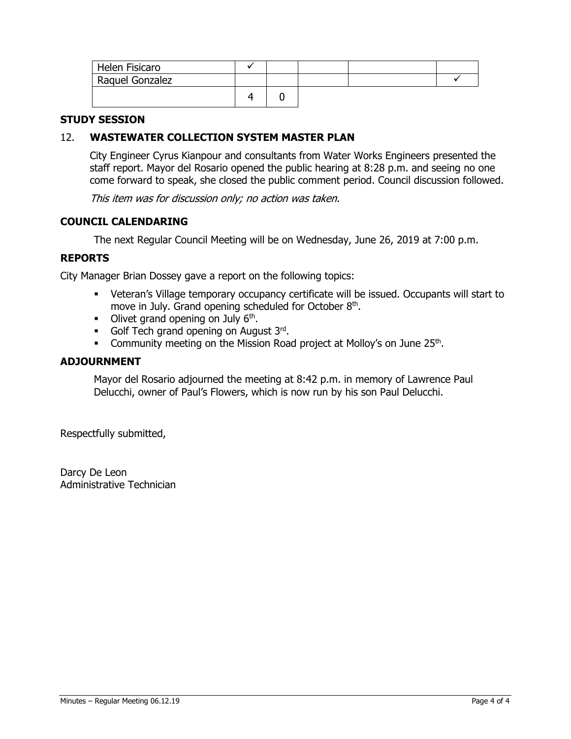| | | | | | |
|---|---|---|---|---|---|
| Helen Fisicaro | ✓ | | | | |
| Raquel Gonzalez | | | | | ✓ |
| | 4 | 0 | | | |

**STUDY SESSION**

12. **WASTEWATER COLLECTION SYSTEM MASTER PLAN**

City Engineer Cyrus Kianpour and consultants from Water Works Engineers presented the staff report. Mayor del Rosario opened the public hearing at 8:28 p.m. and seeing no one come forward to speak, she closed the public comment period. Council discussion followed.

*This item was for discussion only; no action was taken.*

**COUNCIL CALENDARING**

The next Regular Council Meeting will be on Wednesday, June 26, 2019 at 7:00 p.m.

**REPORTS**

City Manager Brian Dossey gave a report on the following topics:

- Veteran's Village temporary occupancy certificate will be issued. Occupants will start to move in July. Grand opening scheduled for October 8th.
- Olivet grand opening on July 6th.
- Golf Tech grand opening on August 3rd.
- Community meeting on the Mission Road project at Molloy's on June 25th.

**ADJOURNMENT**

Mayor del Rosario adjourned the meeting at 8:42 p.m. in memory of Lawrence Paul Delucchi, owner of Paul's Flowers, which is now run by his son Paul Delucchi.

Respectfully submitted,

Darcy De Leon
Administrative Technician